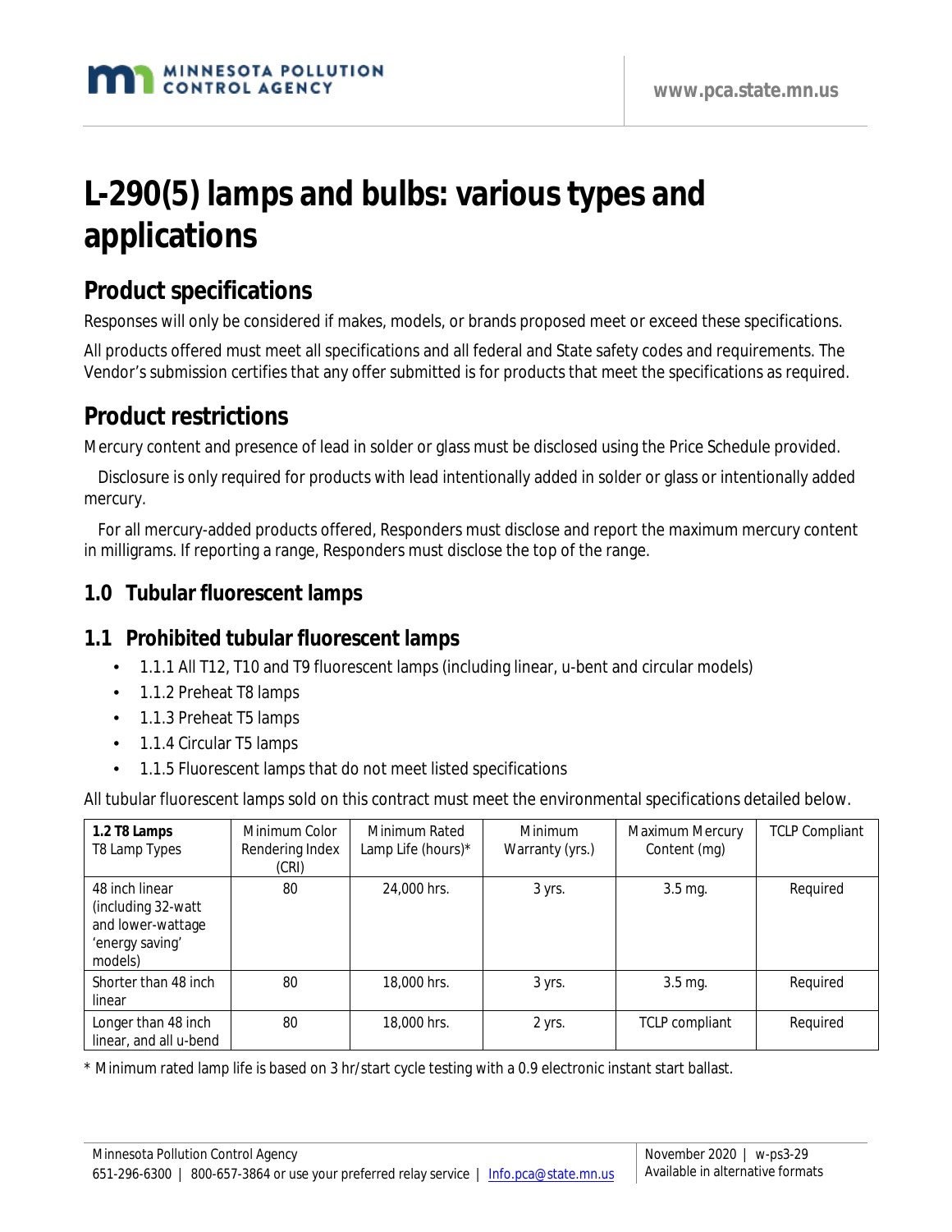# L-290(5) lamps and bulbs: various types and applications

## Product specifications

Responses will only be considered if makes, models, or brands proposed meet or exceed these specifications.

All products offered must meet all specifications and all federal and State safety codes and requirements. The Vendor's submission certifies that any offer submitted is for products that meet the specifications as required.

## Product restrictions

Mercury content and presence of lead in solder or glass must be disclosed using the Price Schedule provided.

Disclosure is only required for products with lead intentionally added in solder or glass or intentionally added mercury.

For all mercury-added products offered, Responders must disclose and report the maximum mercury content in milligrams. If reporting a range, Responders must disclose the top of the range.

### 1.0 Tubular fluorescent lamps

### 1.1 Prohibited tubular fluorescent lamps

- 1.1.1 All T12, T10 and T9 fluorescent lamps (including linear, u-bent and circular models)
- 1.1.2 Preheat T8 lamps
- 1.1.3 Preheat T5 lamps
- 1.1.4 Circular T5 lamps
- 1.1.5 Fluorescent lamps that do not meet listed specifications

All tubular fluorescent lamps sold on this contract must meet the environmental specifications detailed below.

| **1.2 T8 Lamps** T8 Lamp Types | Minimum Color Rendering Index (CRI) | Minimum Rated Lamp Life (hours)* | Minimum Warranty (yrs.) | Maximum Mercury Content (mg) | TCLP Compliant |
|---|---|---|---|---|---|
| 48 inch linear (including 32-watt and lower-wattage 'energy saving' models) | 80 | 24,000 hrs. | 3 yrs. | 3.5 mg. | Required |
| Shorter than 48 inch linear | 80 | 18,000 hrs. | 3 yrs. | 3.5 mg. | Required |
| Longer than 48 inch linear, and all u-bend | 80 | 18,000 hrs. | 2 yrs. | TCLP compliant | Required |

* Minimum rated lamp life is based on 3 hr/start cycle testing with a 0.9 electronic instant start ballast.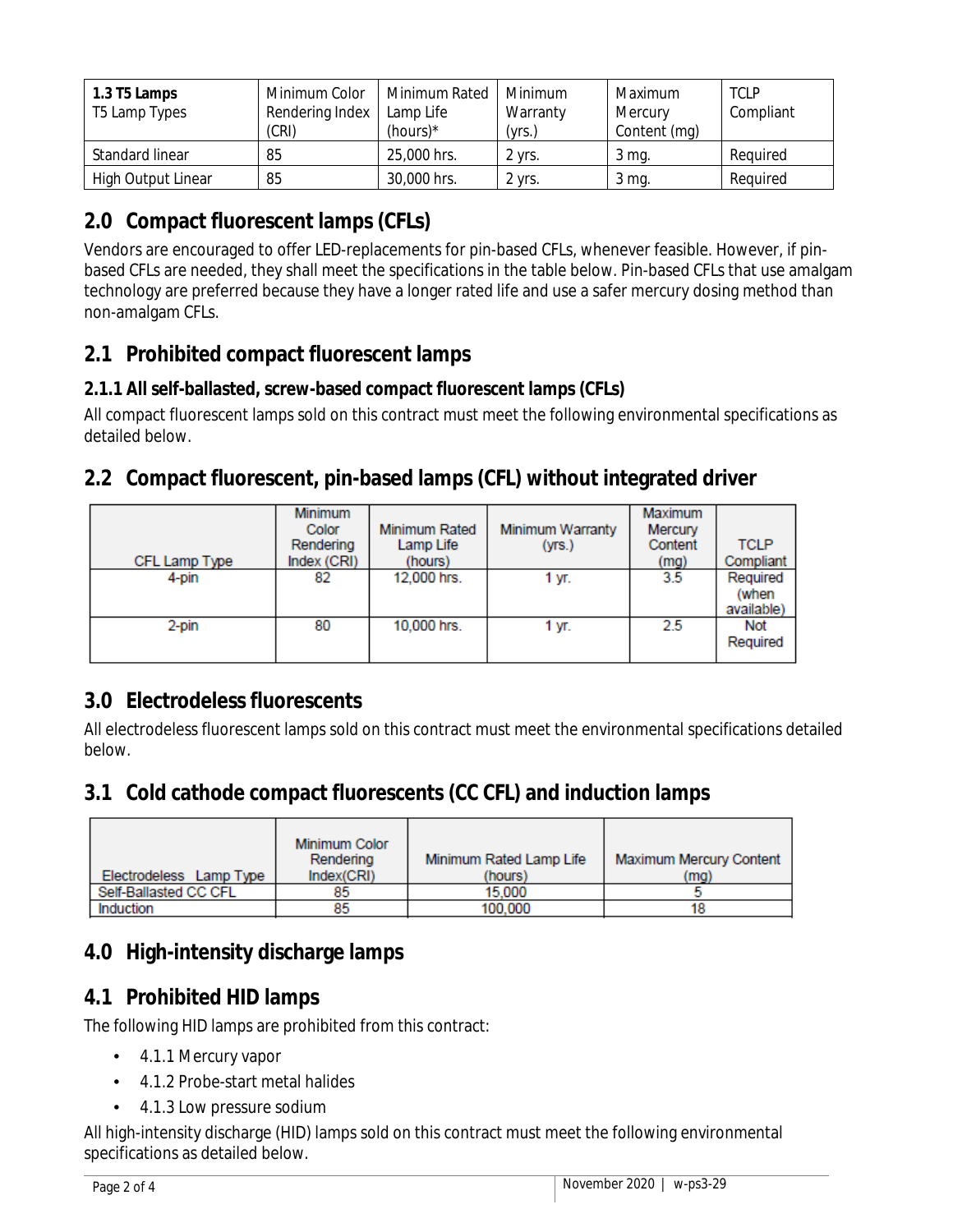| **1.3 T5 Lamps** T5 Lamp Types | Minimum Color Rendering Index (CRI) | Minimum Rated Lamp Life (hours)* | Minimum Warranty (yrs.) | Maximum Mercury Content (mg) | TCLP Compliant |
|---|---|---|---|---|---|
| Standard linear | 85 | 25,000 hrs. | 2 yrs. | 3 mg. | Required |
| High Output Linear | 85 | 30,000 hrs. | 2 yrs. | 3 mg. | Required |

## 2.0 Compact fluorescent lamps (CFLs)

Vendors are encouraged to offer LED-replacements for pin-based CFLs, whenever feasible. However, if pin-based CFLs are needed, they shall meet the specifications in the table below. Pin-based CFLs that use amalgam technology are preferred because they have a longer rated life and use a safer mercury dosing method than non-amalgam CFLs.

## 2.1 Prohibited compact fluorescent lamps

### 2.1.1 All self-ballasted, screw-based compact fluorescent lamps (CFLs)

All compact fluorescent lamps sold on this contract must meet the following environmental specifications as detailed below.

## 2.2 Compact fluorescent, pin-based lamps (CFL) without integrated driver

| CFL Lamp Type | Minimum Color Rendering Index (CRI) | Minimum Rated Lamp Life (hours) | Minimum Warranty (yrs.) | Maximum Mercury Content (mg) | TCLP Compliant |
|---|---|---|---|---|---|
| 4-pin | 82 | 12,000 hrs. | 1 yr. | 3.5 | Required (when available) |
| 2-pin | 80 | 10,000 hrs. | 1 yr. | 2.5 | Not Required |

## 3.0 Electrodeless fluorescents

All electrodeless fluorescent lamps sold on this contract must meet the environmental specifications detailed below.

## 3.1 Cold cathode compact fluorescents (CC CFL) and induction lamps

| Electrodeless Lamp Type | Minimum Color Rendering Index(CRI) | Minimum Rated Lamp Life (hours) | Maximum Mercury Content (mg) |
|---|---|---|---|
| Self-Ballasted CC CFL | 85 | 15,000 | 5 |
| Induction | 85 | 100,000 | 18 |

## 4.0 High-intensity discharge lamps

## 4.1 Prohibited HID lamps

The following HID lamps are prohibited from this contract:

- 4.1.1 Mercury vapor
- 4.1.2 Probe-start metal halides
- 4.1.3 Low pressure sodium

All high-intensity discharge (HID) lamps sold on this contract must meet the following environmental specifications as detailed below.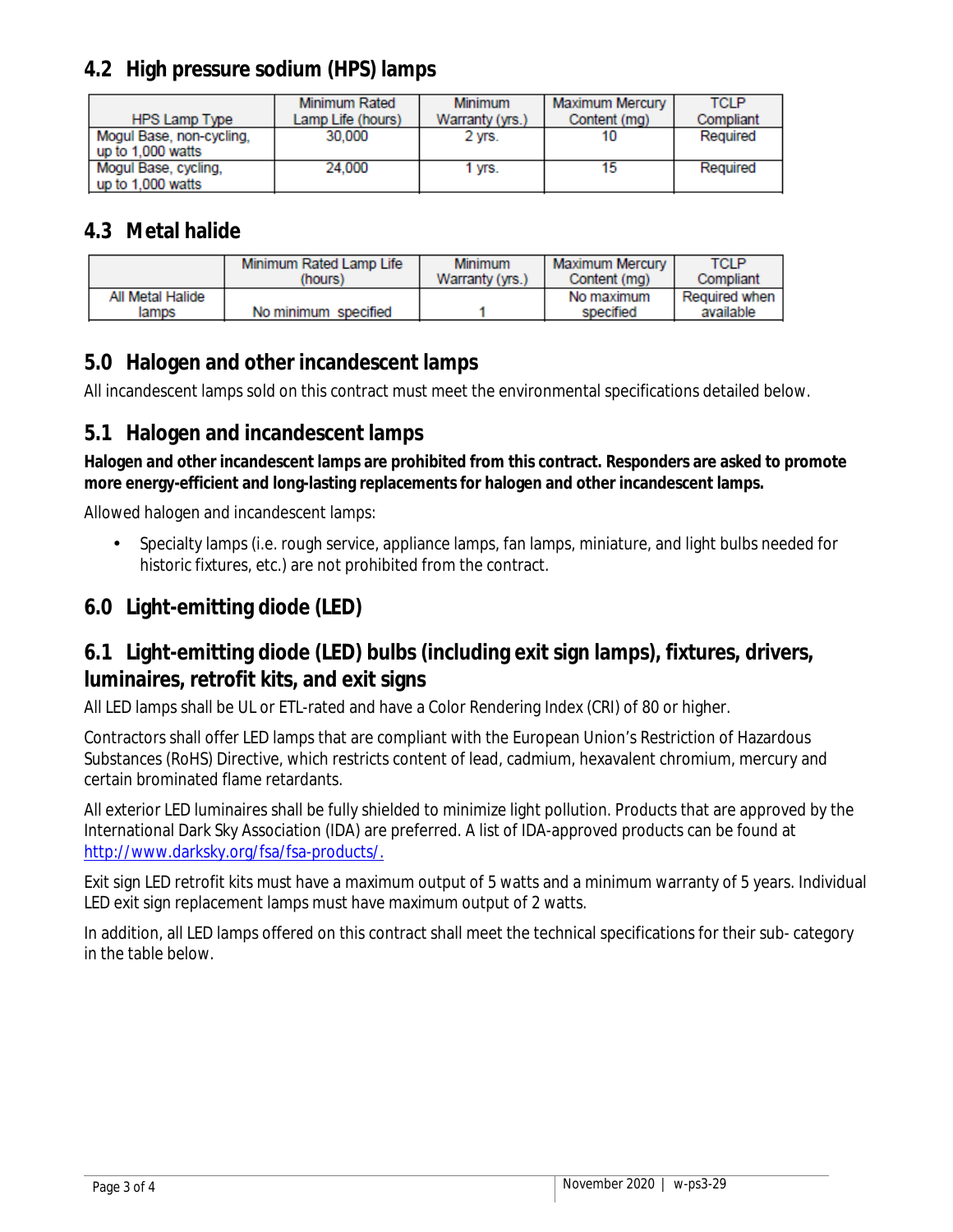## 4.2 High pressure sodium (HPS) lamps

| HPS Lamp Type | Minimum Rated Lamp Life (hours) | Minimum Warranty (yrs.) | Maximum Mercury Content (mg) | TCLP Compliant |
|---|---|---|---|---|
| Mogul Base, non-cycling, up to 1,000 watts | 30,000 | 2 yrs. | 10 | Required |
| Mogul Base, cycling, up to 1,000 watts | 24,000 | 1 yrs. | 15 | Required |

## 4.3 Metal halide

| | Minimum Rated Lamp Life (hours) | Minimum Warranty (yrs.) | Maximum Mercury Content (mg) | TCLP Compliant |
|---|---|---|---|---|
| All Metal Halide lamps | No minimum specified | 1 | No maximum specified | Required when available |

## 5.0 Halogen and other incandescent lamps

All incandescent lamps sold on this contract must meet the environmental specifications detailed below.

## 5.1 Halogen and incandescent lamps

**Halogen and other incandescent lamps are prohibited from this contract. Responders are asked to promote more energy-efficient and long-lasting replacements for halogen and other incandescent lamps.**

Allowed halogen and incandescent lamps:

- Specialty lamps (i.e. rough service, appliance lamps, fan lamps, miniature, and light bulbs needed for historic fixtures, etc.) are not prohibited from the contract.

## 6.0 Light-emitting diode (LED)

## 6.1 Light-emitting diode (LED) bulbs (including exit sign lamps), fixtures, drivers, luminaires, retrofit kits, and exit signs

All LED lamps shall be UL or ETL-rated and have a Color Rendering Index (CRI) of 80 or higher.

Contractors shall offer LED lamps that are compliant with the European Union's Restriction of Hazardous Substances (RoHS) Directive, which restricts content of lead, cadmium, hexavalent chromium, mercury and certain brominated flame retardants.

All exterior LED luminaires shall be fully shielded to minimize light pollution. Products that are approved by the International Dark Sky Association (IDA) are preferred. A list of IDA-approved products can be found at http://www.darksky.org/fsa/fsa-products/.

Exit sign LED retrofit kits must have a maximum output of 5 watts and a minimum warranty of 5 years. Individual LED exit sign replacement lamps must have maximum output of 2 watts.

In addition, all LED lamps offered on this contract shall meet the technical specifications for their sub- category in the table below.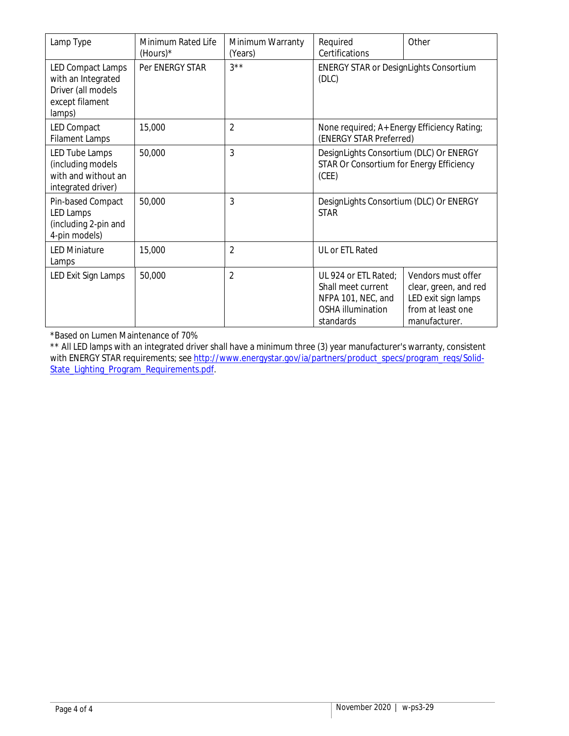| Lamp Type | Minimum Rated Life (Hours)* | Minimum Warranty (Years) | Required Certifications | Other |
|---|---|---|---|---|
| LED Compact Lamps with an Integrated Driver (all models except filament lamps) | Per ENERGY STAR | 3** | ENERGY STAR or DesignLights Consortium (DLC) | |
| LED Compact Filament Lamps | 15,000 | 2 | None required; A+ Energy Efficiency Rating; (ENERGY STAR Preferred) | |
| LED Tube Lamps (including models with and without an integrated driver) | 50,000 | 3 | DesignLights Consortium (DLC) Or ENERGY STAR Or Consortium for Energy Efficiency (CEE) | |
| Pin-based Compact LED Lamps (including 2-pin and 4-pin models) | 50,000 | 3 | DesignLights Consortium (DLC) Or ENERGY STAR | |
| LED Miniature Lamps | 15,000 | 2 | UL or ETL Rated | |
| LED Exit Sign Lamps | 50,000 | 2 | UL 924 or ETL Rated; Shall meet current NFPA 101, NEC, and OSHA illumination standards | Vendors must offer clear, green, and red LED exit sign lamps from at least one manufacturer. |

*Based on Lumen Maintenance of 70%

** All LED lamps with an integrated driver shall have a minimum three (3) year manufacturer's warranty, consistent with ENERGY STAR requirements; see [http://www.energystar.gov/ia/partners/product_specs/program_reqs/Solid-State_Lighting_Program_Requirements.pdf](http://www.energystar.gov/ia/partners/product_specs/program_reqs/Solid-State_Lighting_Program_Requirements.pdf).